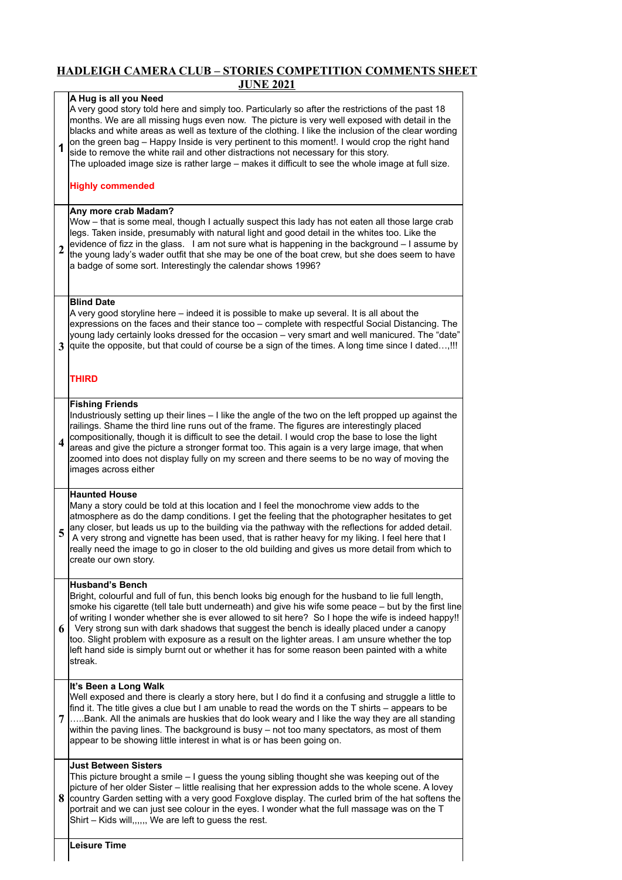# HADLEIGH CAMERA CLUB – STORIES COMPETITION COMMENTS SHEET JUNE 2021

| | |
|---|---|
| 1 | **A Hug is all you Need**<br>A very good story told here and simply too. Particularly so after the restrictions of the past 18 months. We are all missing hugs even now. The picture is very well exposed with detail in the blacks and white areas as well as texture of the clothing. I like the inclusion of the clear wording on the green bag – Happy Inside is very pertinent to this moment!. I would crop the right hand side to remove the white rail and other distractions not necessary for this story.<br>The uploaded image size is rather large – makes it difficult to see the whole image at full size.<br><br>**Highly commended** |
| 2 | **Any more crab Madam?**<br>Wow – that is some meal, though I actually suspect this lady has not eaten all those large crab legs. Taken inside, presumably with natural light and good detail in the whites too. Like the evidence of fizz in the glass. I am not sure what is happening in the background – I assume by the young lady's wader outfit that she may be one of the boat crew, but she does seem to have a badge of some sort. Interestingly the calendar shows 1996? |
| 3 | **Blind Date**<br>A very good storyline here – indeed it is possible to make up several. It is all about the expressions on the faces and their stance too – complete with respectful Social Distancing. The young lady certainly looks dressed for the occasion – very smart and well manicured. The "date" quite the opposite, but that could of course be a sign of the times. A long time since I dated…,!!!<br><br>**THIRD** |
| 4 | **Fishing Friends**<br>Industriously setting up their lines – I like the angle of the two on the left propped up against the railings. Shame the third line runs out of the frame. The figures are interestingly placed compositionally, though it is difficult to see the detail. I would crop the base to lose the light areas and give the picture a stronger format too. This again is a very large image, that when zoomed into does not display fully on my screen and there seems to be no way of moving the images across either |
| 5 | **Haunted House**<br>Many a story could be told at this location and I feel the monochrome view adds to the atmosphere as do the damp conditions. I get the feeling that the photographer hesitates to get any closer, but leads us up to the building via the pathway with the reflections for added detail. A very strong and vignette has been used, that is rather heavy for my liking. I feel here that I really need the image to go in closer to the old building and gives us more detail from which to create our own story. |
| 6 | **Husband's Bench**<br>Bright, colourful and full of fun, this bench looks big enough for the husband to lie full length, smoke his cigarette (tell tale butt underneath) and give his wife some peace – but by the first line of writing I wonder whether she is ever allowed to sit here? So I hope the wife is indeed happy!! Very strong sun with dark shadows that suggest the bench is ideally placed under a canopy too. Slight problem with exposure as a result on the lighter areas. I am unsure whether the top left hand side is simply burnt out or whether it has for some reason been painted with a white streak. |
| 7 | **It's Been a Long Walk**<br>Well exposed and there is clearly a story here, but I do find it a confusing and struggle a little to find it. The title gives a clue but I am unable to read the words on the T shirts – appears to be …..Bank. All the animals are huskies that do look weary and I like the way they are all standing within the paving lines. The background is busy – not too many spectators, as most of them appear to be showing little interest in what is or has been going on. |
| 8 | **Just Between Sisters**<br>This picture brought a smile – I guess the young sibling thought she was keeping out of the picture of her older Sister – little realising that her expression adds to the whole scene. A lovey country Garden setting with a very good Foxglove display. The curled brim of the hat softens the portrait and we can just see colour in the eyes. I wonder what the full massage was on the T Shirt – Kids will,,,,,, We are left to guess the rest. |
| | **Leisure Time** |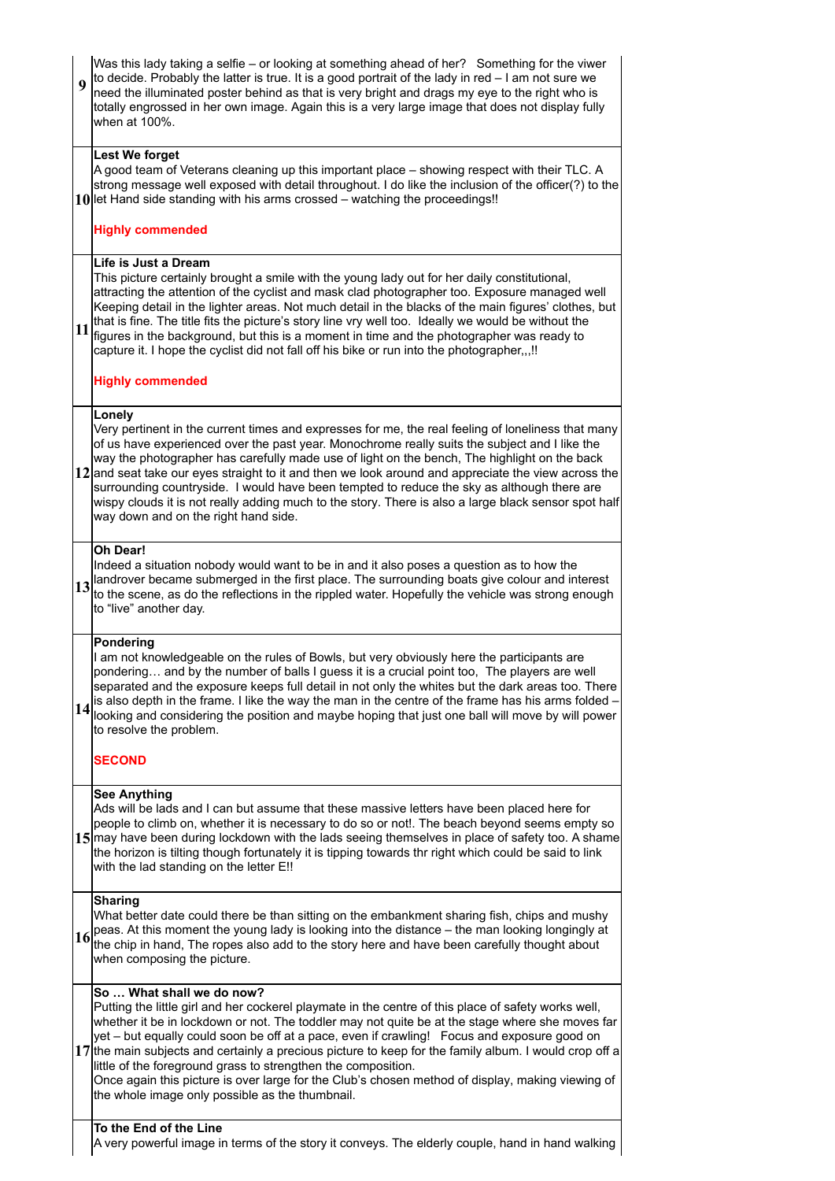| | |
|---|---|
| 9 | Was this lady taking a selfie – or looking at something ahead of her? Something for the viwer to decide. Probably the latter is true. It is a good portrait of the lady in red – I am not sure we need the illuminated poster behind as that is very bright and drags my eye to the right who is totally engrossed in her own image. Again this is a very large image that does not display fully when at 100%. |
| 10 | **Lest We forget**<br>A good team of Veterans cleaning up this important place – showing respect with their TLC. A strong message well exposed with detail throughout. I do like the inclusion of the officer(?) to the let Hand side standing with his arms crossed – watching the proceedings!!<br><br>**Highly commended** |
| 11 | **Life is Just a Dream**<br>This picture certainly brought a smile with the young lady out for her daily constitutional, attracting the attention of the cyclist and mask clad photographer too. Exposure managed well Keeping detail in the lighter areas. Not much detail in the blacks of the main figures' clothes, but that is fine. The title fits the picture's story line vry well too. Ideally we would be without the figures in the background, but this is a moment in time and the photographer was ready to capture it. I hope the cyclist did not fall off his bike or run into the photographer,,,!!<br><br>**Highly commended** |
| 12 | **Lonely**<br>Very pertinent in the current times and expresses for me, the real feeling of loneliness that many of us have experienced over the past year. Monochrome really suits the subject and I like the way the photographer has carefully made use of light on the bench, The highlight on the back and seat take our eyes straight to it and then we look around and appreciate the view across the surrounding countryside. I would have been tempted to reduce the sky as although there are wispy clouds it is not really adding much to the story. There is also a large black sensor spot half way down and on the right hand side. |
| 13 | **Oh Dear!**<br>Indeed a situation nobody would want to be in and it also poses a question as to how the landrover became submerged in the first place. The surrounding boats give colour and interest to the scene, as do the reflections in the rippled water. Hopefully the vehicle was strong enough to "live" another day. |
| 14 | **Pondering**<br>I am not knowledgeable on the rules of Bowls, but very obviously here the participants are pondering… and by the number of balls I guess it is a crucial point too, The players are well separated and the exposure keeps full detail in not only the whites but the dark areas too. There is also depth in the frame. I like the way the man in the centre of the frame has his arms folded – looking and considering the position and maybe hoping that just one ball will move by will power to resolve the problem.<br><br>**SECOND** |
| 15 | **See Anything**<br>Ads will be lads and I can but assume that these massive letters have been placed here for people to climb on, whether it is necessary to do so or not!. The beach beyond seems empty so may have been during lockdown with the lads seeing themselves in place of safety too. A shame the horizon is tilting though fortunately it is tipping towards thr right which could be said to link with the lad standing on the letter E!! |
| 16 | **Sharing**<br>What better date could there be than sitting on the embankment sharing fish, chips and mushy peas. At this moment the young lady is looking into the distance – the man looking longingly at the chip in hand, The ropes also add to the story here and have been carefully thought about when composing the picture. |
| 17 | **So … What shall we do now?**<br>Putting the little girl and her cockerel playmate in the centre of this place of safety works well, whether it be in lockdown or not. The toddler may not quite be at the stage where she moves far yet – but equally could soon be off at a pace, even if crawling! Focus and exposure good on the main subjects and certainly a precious picture to keep for the family album. I would crop off a little of the foreground grass to strengthen the composition.<br>Once again this picture is over large for the Club's chosen method of display, making viewing of the whole image only possible as the thumbnail. |
| | **To the End of the Line**<br>A very powerful image in terms of the story it conveys. The elderly couple, hand in hand walking |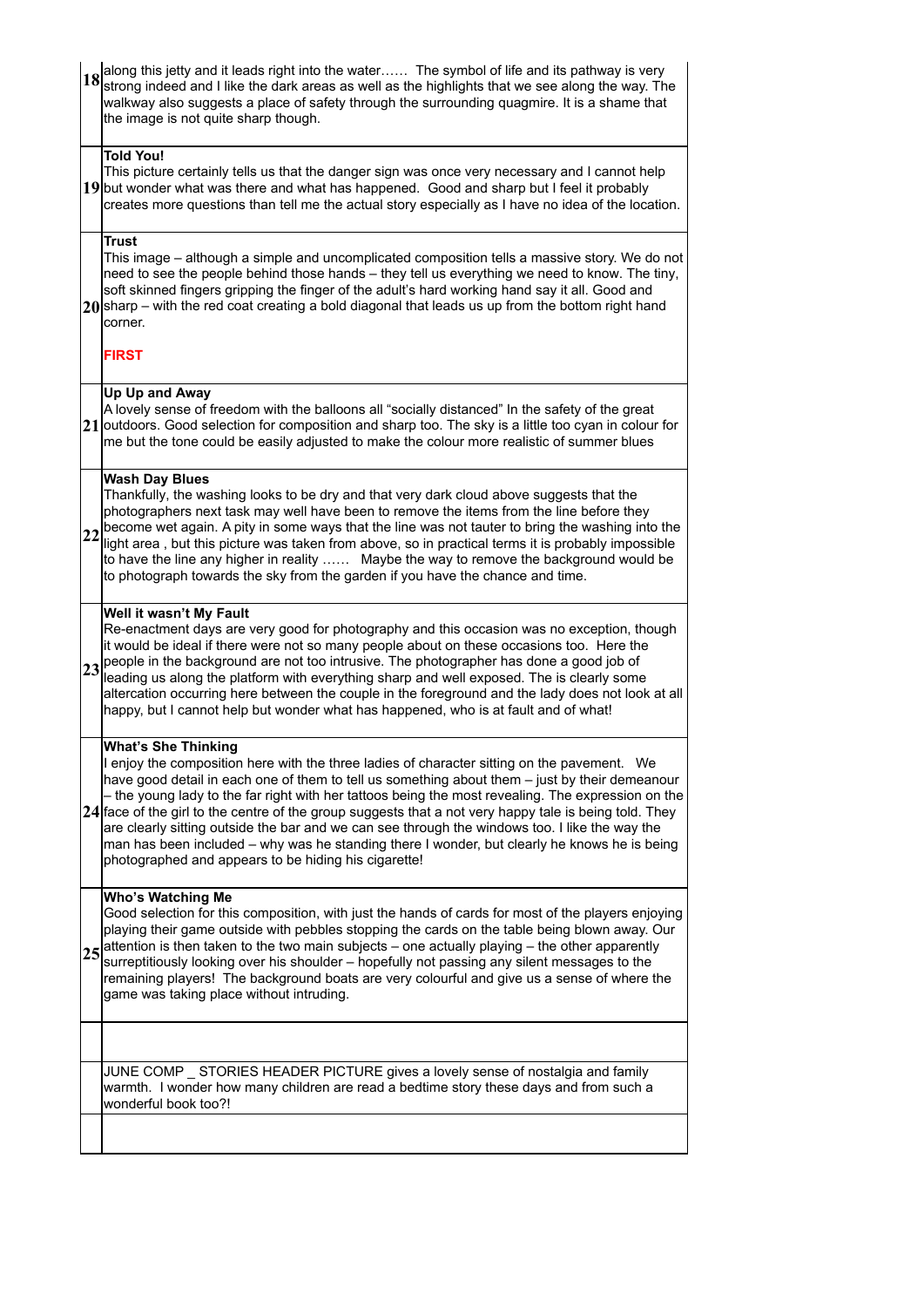| | |
|---|---|
| 18 | along this jetty and it leads right into the water…… The symbol of life and its pathway is very strong indeed and I like the dark areas as well as the highlights that we see along the way. The walkway also suggests a place of safety through the surrounding quagmire. It is a shame that the image is not quite sharp though. |
| 19 | **Told You!**<br>This picture certainly tells us that the danger sign was once very necessary and I cannot help but wonder what was there and what has happened. Good and sharp but I feel it probably creates more questions than tell me the actual story especially as I have no idea of the location. |
| 20 | **Trust**<br>This image – although a simple and uncomplicated composition tells a massive story. We do not need to see the people behind those hands – they tell us everything we need to know. The tiny, soft skinned fingers gripping the finger of the adult's hard working hand say it all. Good and sharp – with the red coat creating a bold diagonal that leads us up from the bottom right hand corner.<br><br>**FIRST** |
| 21 | **Up Up and Away**<br>A lovely sense of freedom with the balloons all "socially distanced" In the safety of the great outdoors. Good selection for composition and sharp too. The sky is a little too cyan in colour for me but the tone could be easily adjusted to make the colour more realistic of summer blues |
| 22 | **Wash Day Blues**<br>Thankfully, the washing looks to be dry and that very dark cloud above suggests that the photographers next task may well have been to remove the items from the line before they become wet again. A pity in some ways that the line was not tauter to bring the washing into the light area , but this picture was taken from above, so in practical terms it is probably impossible to have the line any higher in reality …… Maybe the way to remove the background would be to photograph towards the sky from the garden if you have the chance and time. |
| 23 | **Well it wasn't My Fault**<br>Re-enactment days are very good for photography and this occasion was no exception, though it would be ideal if there were not so many people about on these occasions too. Here the people in the background are not too intrusive. The photographer has done a good job of leading us along the platform with everything sharp and well exposed. The is clearly some altercation occurring here between the couple in the foreground and the lady does not look at all happy, but I cannot help but wonder what has happened, who is at fault and of what! |
| 24 | **What's She Thinking**<br>I enjoy the composition here with the three ladies of character sitting on the pavement. We have good detail in each one of them to tell us something about them – just by their demeanour – the young lady to the far right with her tattoos being the most revealing. The expression on the face of the girl to the centre of the group suggests that a not very happy tale is being told. They are clearly sitting outside the bar and we can see through the windows too. I like the way the man has been included – why was he standing there I wonder, but clearly he knows he is being photographed and appears to be hiding his cigarette! |
| 25 | **Who's Watching Me**<br>Good selection for this composition, with just the hands of cards for most of the players enjoying playing their game outside with pebbles stopping the cards on the table being blown away. Our attention is then taken to the two main subjects – one actually playing – the other apparently surreptitiously looking over his shoulder – hopefully not passing any silent messages to the remaining players! The background boats are very colourful and give us a sense of where the game was taking place without intruding. |
| | |
| | JUNE COMP _ STORIES HEADER PICTURE gives a lovely sense of nostalgia and family warmth. I wonder how many children are read a bedtime story these days and from such a wonderful book too?! |
| | |